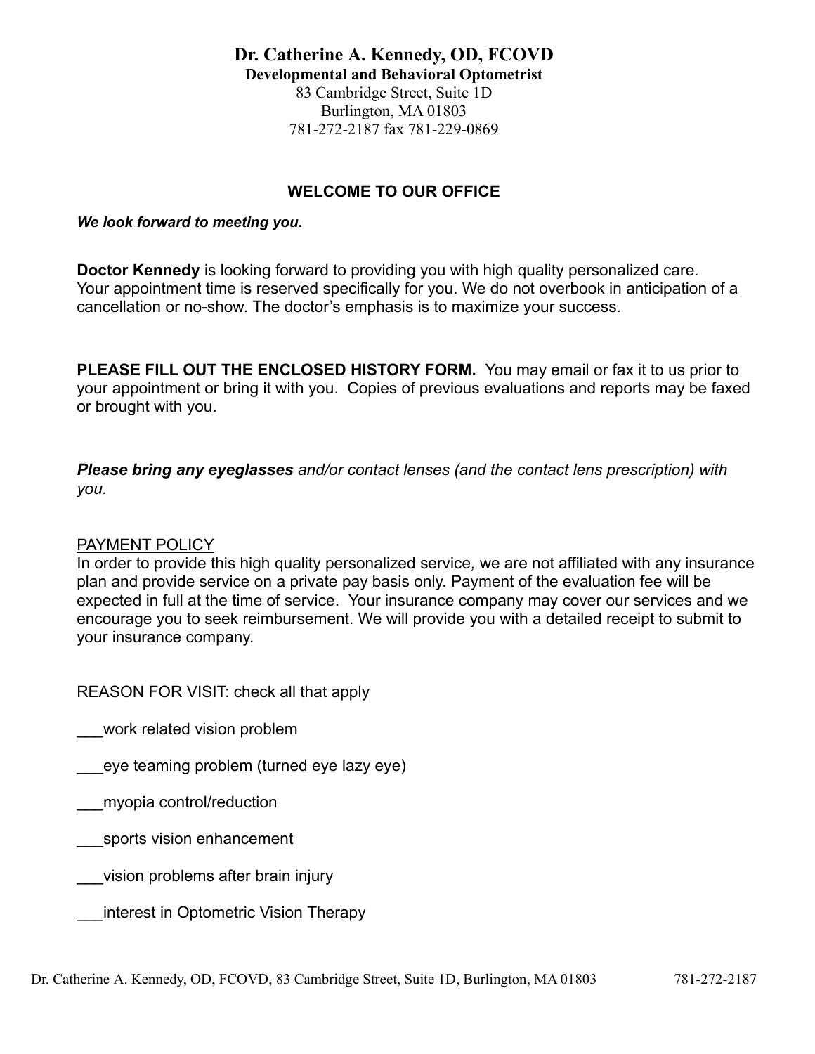# Dr. Catherine A. Kennedy, OD, FCOVD

**Developmental and Behavioral Optometrist**

83 Cambridge Street, Suite 1D
Burlington, MA 01803
781-272-2187 fax 781-229-0869

## WELCOME TO OUR OFFICE

***We look forward to meeting you.***

**Doctor Kennedy** is looking forward to providing you with high quality personalized care. Your appointment time is reserved specifically for you. We do not overbook in anticipation of a cancellation or no-show. The doctor's emphasis is to maximize your success.

**PLEASE FILL OUT THE ENCLOSED HISTORY FORM.** You may email or fax it to us prior to your appointment or bring it with you. Copies of previous evaluations and reports may be faxed or brought with you.

***Please bring any eyeglasses*** *and/or contact lenses (and the contact lens prescription) with you.*

PAYMENT POLICY

In order to provide this high quality personalized service, we are not affiliated with any insurance plan and provide service on a private pay basis only. Payment of the evaluation fee will be expected in full at the time of service. Your insurance company may cover our services and we encourage you to seek reimbursement. We will provide you with a detailed receipt to submit to your insurance company.

REASON FOR VISIT: check all that apply

___work related vision problem

___eye teaming problem (turned eye lazy eye)

___myopia control/reduction

___sports vision enhancement

___vision problems after brain injury

___interest in Optometric Vision Therapy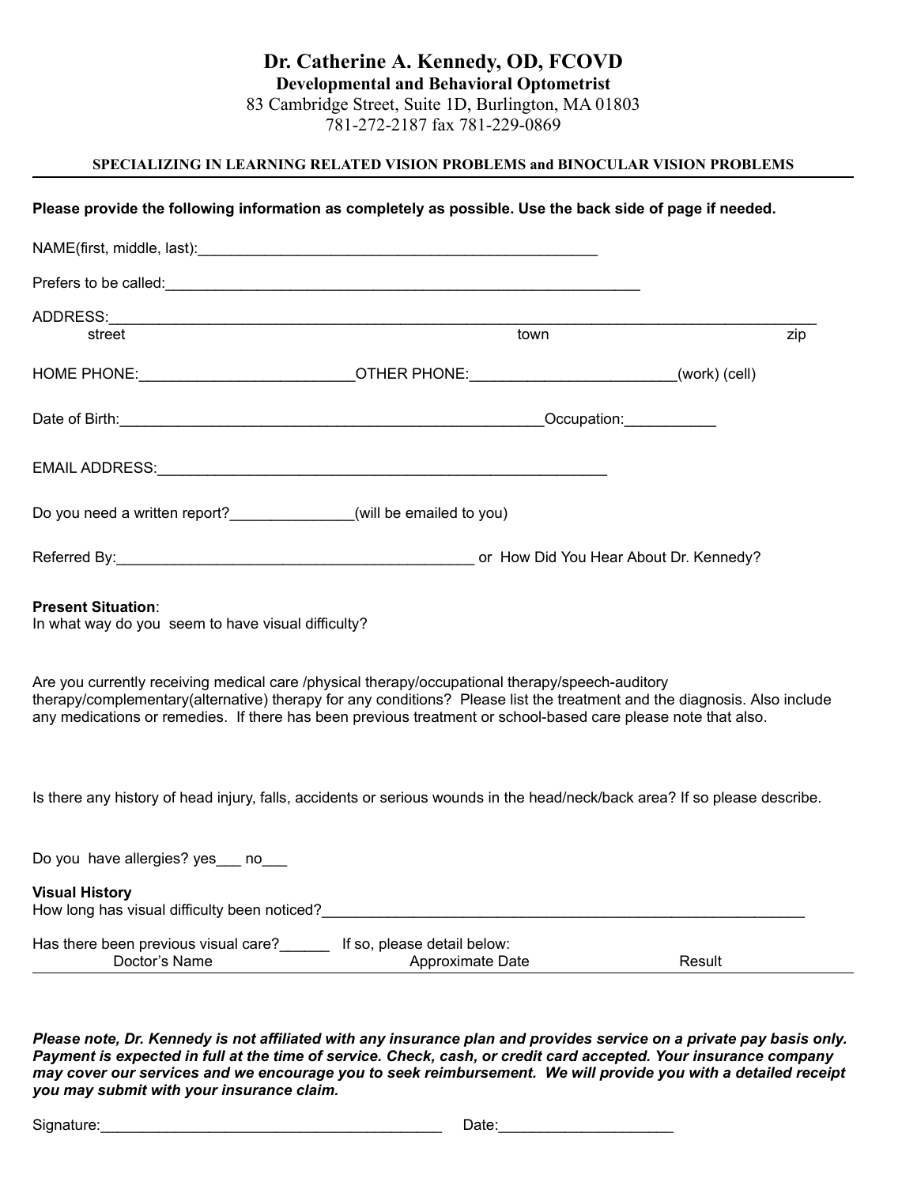# Dr. Catherine A. Kennedy, OD, FCOVD

**Developmental and Behavioral Optometrist**

83 Cambridge Street, Suite 1D, Burlington, MA 01803

781-272-2187 fax 781-229-0869

**SPECIALIZING IN LEARNING RELATED VISION PROBLEMS and BINOCULAR VISION PROBLEMS**

---

**Please provide the following information as completely as possible. Use the back side of page if needed.**

NAME(first, middle, last):__________________________________________________

Prefers to be called:____________________________________________________________

ADDRESS:___________________________________________________________________________________________
street town zip

HOME PHONE:__________________________OTHER PHONE:________________________(work) (cell)

Date of Birth:_____________________________________________________Occupation:___________

EMAIL ADDRESS:________________________________________________________

Do you need a written report?_______________(will be emailed to you)

Referred By:_____________________________________________ or How Did You Hear About Dr. Kennedy?

**Present Situation**:
In what way do you seem to have visual difficulty?

Are you currently receiving medical care /physical therapy/occupational therapy/speech-auditory therapy/complementary(alternative) therapy for any conditions? Please list the treatment and the diagnosis. Also include any medications or remedies. If there has been previous treatment or school-based care please note that also.

Is there any history of head injury, falls, accidents or serious wounds in the head/neck/back area? If so please describe.

Do you have allergies? yes___ no___

**Visual History**
How long has visual difficulty been noticed?____________________________________________________________

Has there been previous visual care?______ If so, please detail below:

| Doctor's Name | Approximate Date | Result |
|---|---|---|
| | | |

***Please note, Dr. Kennedy is not affiliated with any insurance plan and provides service on a private pay basis only. Payment is expected in full at the time of service. Check, cash, or credit card accepted. Your insurance company may cover our services and we encourage you to seek reimbursement. We will provide you with a detailed receipt you may submit with your insurance claim.***

Signature:__________________________________________ Date:_____________________